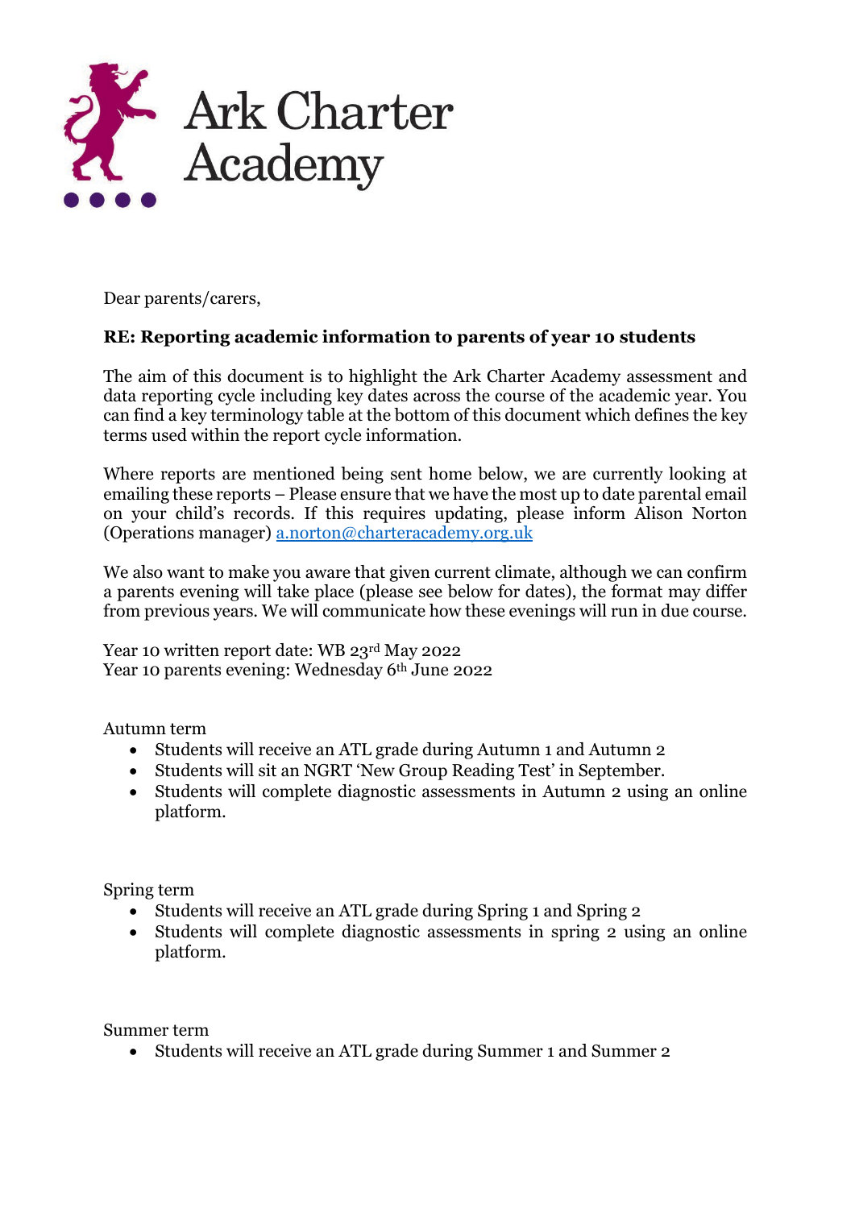Ark Charter Academy

Dear parents/carers,

**RE: Reporting academic information to parents of year 10 students**

The aim of this document is to highlight the Ark Charter Academy assessment and data reporting cycle including key dates across the course of the academic year. You can find a key terminology table at the bottom of this document which defines the key terms used within the report cycle information.

Where reports are mentioned being sent home below, we are currently looking at emailing these reports – Please ensure that we have the most up to date parental email on your child's records. If this requires updating, please inform Alison Norton (Operations manager) a.norton@charteracademy.org.uk

We also want to make you aware that given current climate, although we can confirm a parents evening will take place (please see below for dates), the format may differ from previous years. We will communicate how these evenings will run in due course.

Year 10 written report date: WB 23rd May 2022
Year 10 parents evening: Wednesday 6th June 2022

Autumn term

- Students will receive an ATL grade during Autumn 1 and Autumn 2
- Students will sit an NGRT 'New Group Reading Test' in September.
- Students will complete diagnostic assessments in Autumn 2 using an online platform.

Spring term

- Students will receive an ATL grade during Spring 1 and Spring 2
- Students will complete diagnostic assessments in spring 2 using an online platform.

Summer term

- Students will receive an ATL grade during Summer 1 and Summer 2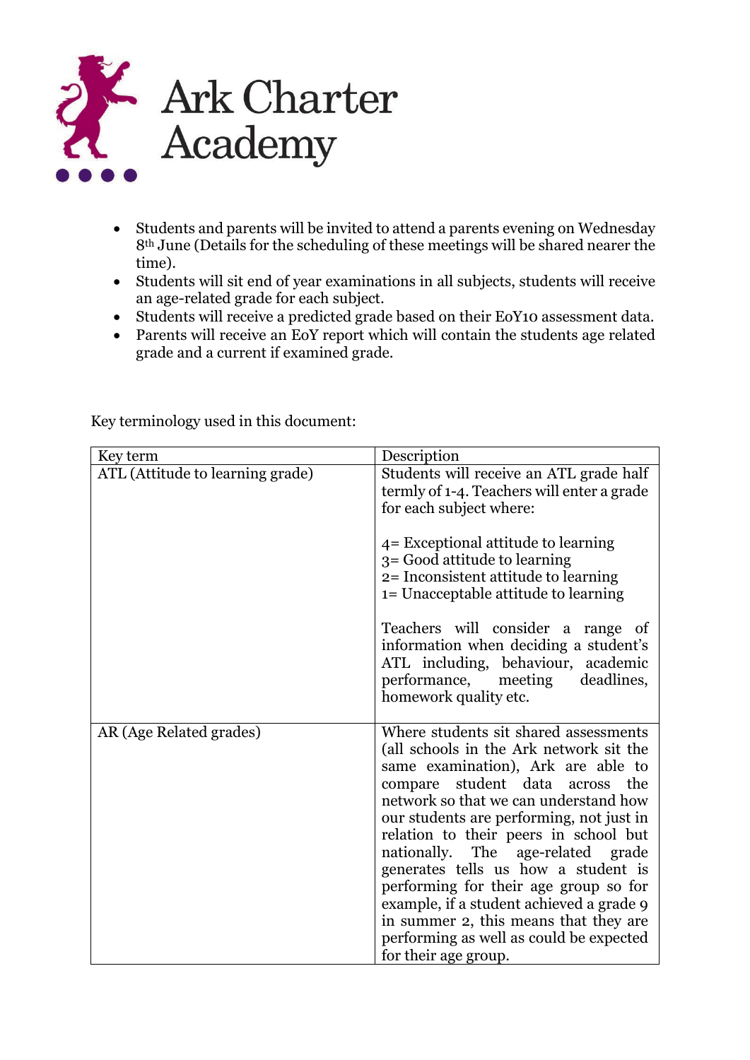# Ark Charter Academy

- Students and parents will be invited to attend a parents evening on Wednesday 8th June (Details for the scheduling of these meetings will be shared nearer the time).
- Students will sit end of year examinations in all subjects, students will receive an age-related grade for each subject.
- Students will receive a predicted grade based on their EoY10 assessment data.
- Parents will receive an EoY report which will contain the students age related grade and a current if examined grade.

Key terminology used in this document:

| Key term | Description |
|---|---|
| ATL (Attitude to learning grade) | Students will receive an ATL grade half termly of 1-4. Teachers will enter a grade for each subject where:<br><br>4= Exceptional attitude to learning<br>3= Good attitude to learning<br>2= Inconsistent attitude to learning<br>1= Unacceptable attitude to learning<br><br>Teachers will consider a range of information when deciding a student's ATL including, behaviour, academic performance, meeting deadlines, homework quality etc. |
| AR (Age Related grades) | Where students sit shared assessments (all schools in the Ark network sit the same examination), Ark are able to compare student data across the network so that we can understand how our students are performing, not just in relation to their peers in school but nationally. The age-related grade generates tells us how a student is performing for their age group so for example, if a student achieved a grade 9 in summer 2, this means that they are performing as well as could be expected for their age group. |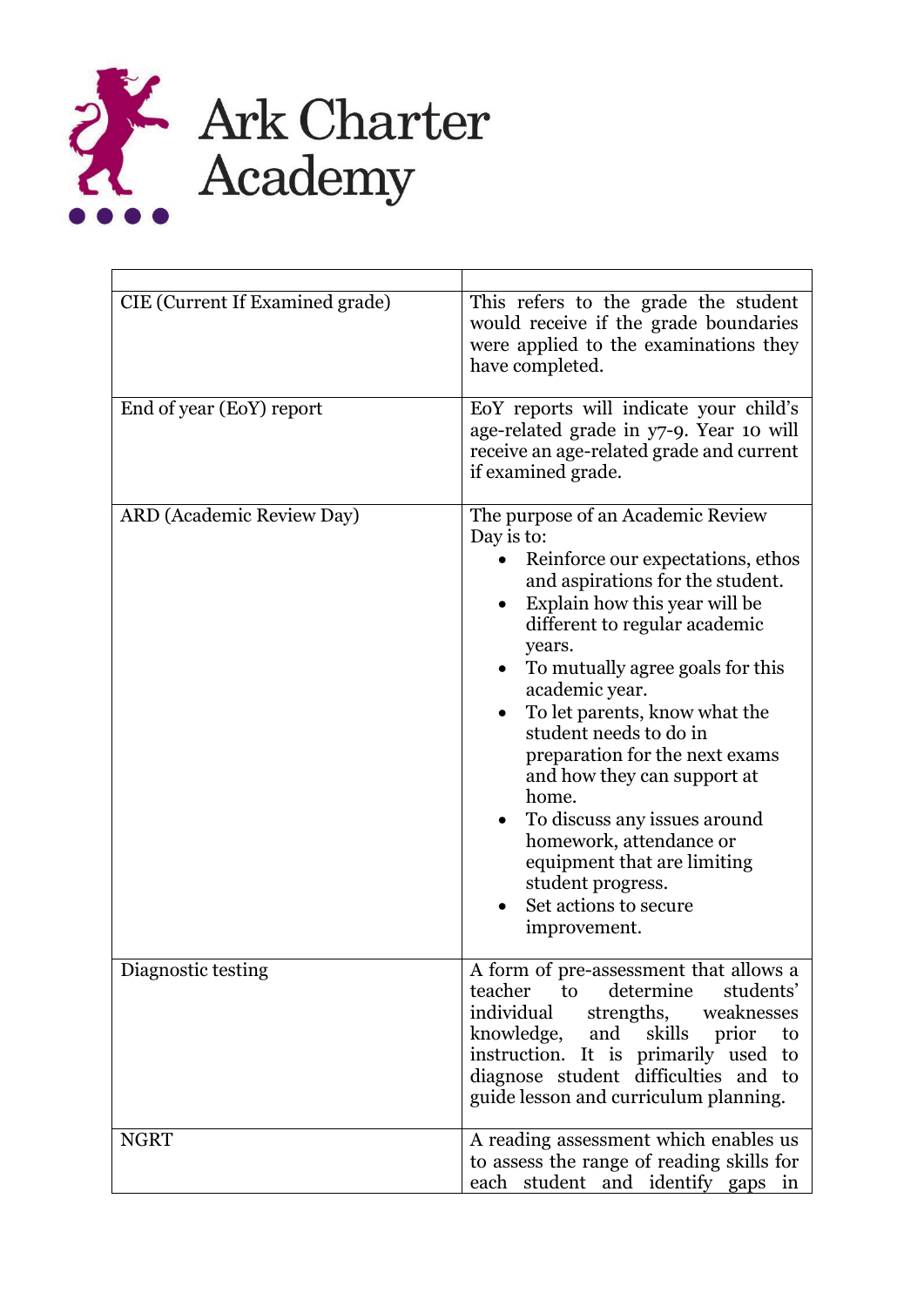# Ark Charter Academy

| | |
|---|---|
| CIE (Current If Examined grade) | This refers to the grade the student would receive if the grade boundaries were applied to the examinations they have completed. |
| End of year (EoY) report | EoY reports will indicate your child's age-related grade in y7-9. Year 10 will receive an age-related grade and current if examined grade. |
| ARD (Academic Review Day) | The purpose of an Academic Review Day is to:<br>• Reinforce our expectations, ethos and aspirations for the student.<br>• Explain how this year will be different to regular academic years.<br>• To mutually agree goals for this academic year.<br>• To let parents, know what the student needs to do in preparation for the next exams and how they can support at home.<br>• To discuss any issues around homework, attendance or equipment that are limiting student progress.<br>• Set actions to secure improvement. |
| Diagnostic testing | A form of pre-assessment that allows a teacher to determine students' individual strengths, weaknesses knowledge, and skills prior to instruction. It is primarily used to diagnose student difficulties and to guide lesson and curriculum planning. |
| NGRT | A reading assessment which enables us to assess the range of reading skills for each student and identify gaps in |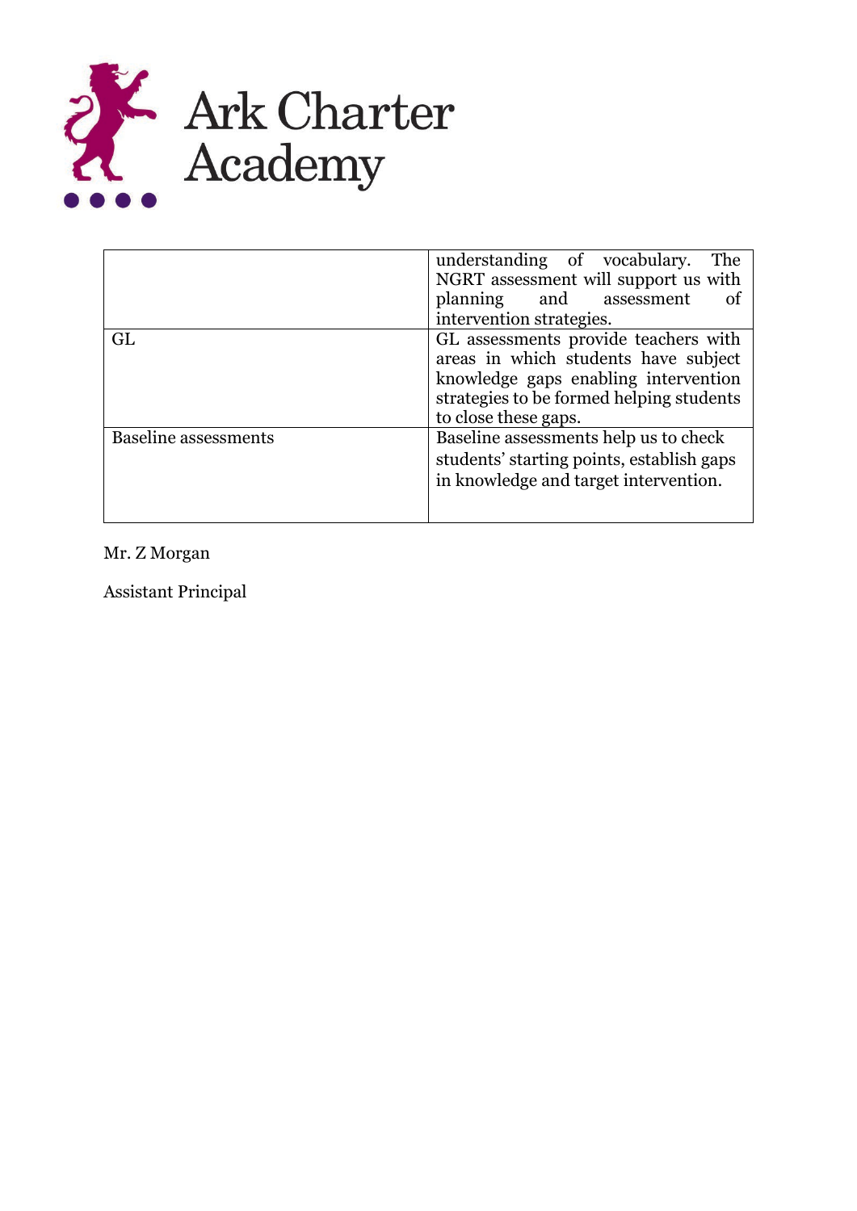| | |
|---|---|
| | understanding of vocabulary. The NGRT assessment will support us with planning and assessment of intervention strategies. |
| GL | GL assessments provide teachers with areas in which students have subject knowledge gaps enabling intervention strategies to be formed helping students to close these gaps. |
| Baseline assessments | Baseline assessments help us to check students' starting points, establish gaps in knowledge and target intervention. |

Mr. Z Morgan

Assistant Principal